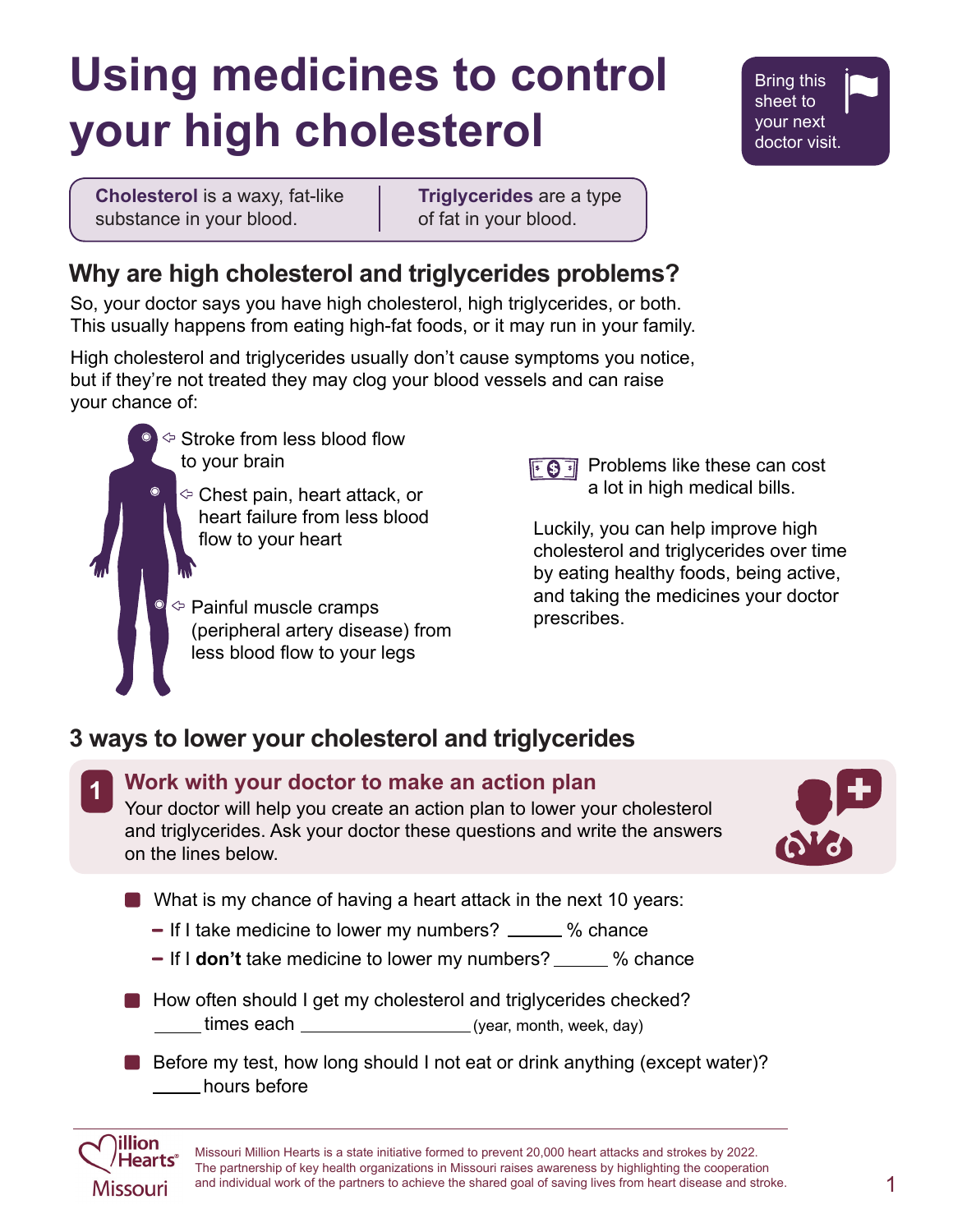# Using medicines to control your high cholesterol

Bring this sheet to your next doctor visit.

**Cholesterol** is a waxy, fat-like substance in your blood.

**Triglycerides** are a type of fat in your blood.

## Why are high cholesterol and triglycerides problems?

So, your doctor says you have high cholesterol, high triglycerides, or both. This usually happens from eating high-fat foods, or it may run in your family.

High cholesterol and triglycerides usually don't cause symptoms you notice, but if they're not treated they may clog your blood vessels and can raise your chance of:

- Stroke from less blood flow to your brain
- Chest pain, heart attack, or heart failure from less blood flow to your heart
- Painful muscle cramps (peripheral artery disease) from less blood flow to your legs

Problems like these can cost a lot in high medical bills.

Luckily, you can help improve high cholesterol and triglycerides over time by eating healthy foods, being active, and taking the medicines your doctor prescribes.

## 3 ways to lower your cholesterol and triglycerides

### 1 Work with your doctor to make an action plan

Your doctor will help you create an action plan to lower your cholesterol and triglycerides. Ask your doctor these questions and write the answers on the lines below.

- What is my chance of having a heart attack in the next 10 years:
  - If I take medicine to lower my numbers? ______ % chance
  - If I **don't** take medicine to lower my numbers? ______ % chance
- How often should I get my cholesterol and triglycerides checked?
  ______ times each __________________ (year, month, week, day)
- Before my test, how long should I not eat or drink anything (except water)?
  ______ hours before

Million Hearts® Missouri

Missouri Million Hearts is a state initiative formed to prevent 20,000 heart attacks and strokes by 2022. The partnership of key health organizations in Missouri raises awareness by highlighting the cooperation and individual work of the partners to achieve the shared goal of saving lives from heart disease and stroke.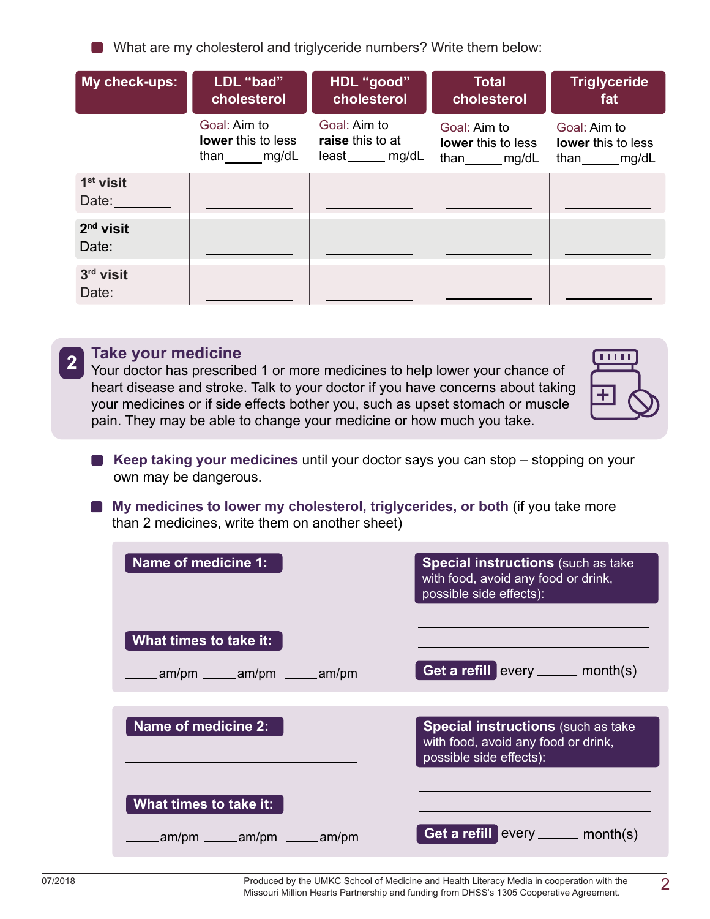- What are my cholesterol and triglyceride numbers? Write them below:

| My check-ups: | LDL "bad" cholesterol | HDL "good" cholesterol | Total cholesterol | Triglyceride fat |
|---|---|---|---|---|
| | Goal: Aim to **lower** this to less than_____ mg/dL | Goal: Aim to **raise** this to at least_____ mg/dL | Goal: Aim to **lower** this to less than_____ mg/dL | Goal: Aim to **lower** this to less than_____ mg/dL |
| **1st visit** Date:________ | ____________ | ____________ | ____________ | ____________ |
| **2nd visit** Date:________ | ____________ | ____________ | ____________ | ____________ |
| **3rd visit** Date:________ | ____________ | ____________ | ____________ | ____________ |

## 2 Take your medicine

Your doctor has prescribed 1 or more medicines to help lower your chance of heart disease and stroke. Talk to your doctor if you have concerns about taking your medicines or if side effects bother you, such as upset stomach or muscle pain. They may be able to change your medicine or how much you take.

- **Keep taking your medicines** until your doctor says you can stop – stopping on your own may be dangerous.
- **My medicines to lower my cholesterol, triglycerides, or both** (if you take more than 2 medicines, write them on another sheet)

**Name of medicine 1:**

________________________________

**What times to take it:**

_____am/pm _____am/pm _____am/pm

**Special instructions** (such as take with food, avoid any food or drink, possible side effects):

________________________________

________________________________

**Get a refill** every _____ month(s)

**Name of medicine 2:**

________________________________

**What times to take it:**

_____am/pm _____am/pm _____am/pm

**Special instructions** (such as take with food, avoid any food or drink, possible side effects):

________________________________

________________________________

**Get a refill** every _____ month(s)

07/2018

Produced by the UMKC School of Medicine and Health Literacy Media in cooperation with the Missouri Million Hearts Partnership and funding from DHSS's 1305 Cooperative Agreement.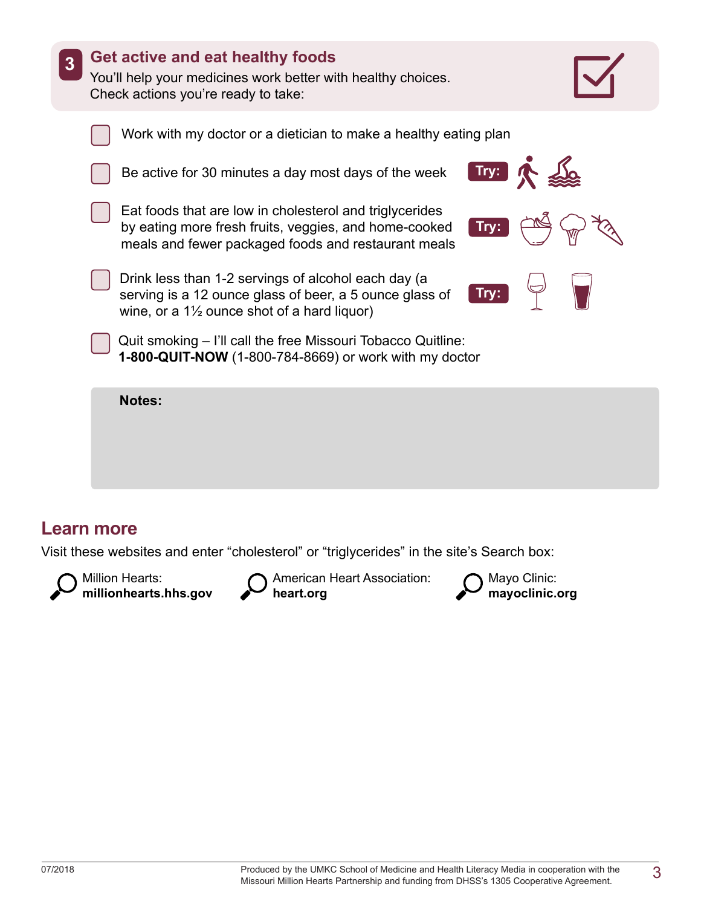## 3 Get active and eat healthy foods

You'll help your medicines work better with healthy choices.
Check actions you're ready to take:

- [ ] Work with my doctor or a dietician to make a healthy eating plan
- [ ] Be active for 30 minutes a day most days of the week **Try:**
- [ ] Eat foods that are low in cholesterol and triglycerides by eating more fresh fruits, veggies, and home-cooked meals and fewer packaged foods and restaurant meals **Try:**
- [ ] Drink less than 1-2 servings of alcohol each day (a serving is a 12 ounce glass of beer, a 5 ounce glass of wine, or a 1½ ounce shot of a hard liquor) **Try:**
- [ ] Quit smoking – I'll call the free Missouri Tobacco Quitline: **1-800-QUIT-NOW** (1-800-784-8669) or work with my doctor

**Notes:**

## Learn more

Visit these websites and enter "cholesterol" or "triglycerides" in the site's Search box:

- Million Hearts: **millionhearts.hhs.gov**
- American Heart Association: **heart.org**
- Mayo Clinic: **mayoclinic.org**

07/2018

Produced by the UMKC School of Medicine and Health Literacy Media in cooperation with the Missouri Million Hearts Partnership and funding from DHSS's 1305 Cooperative Agreement.